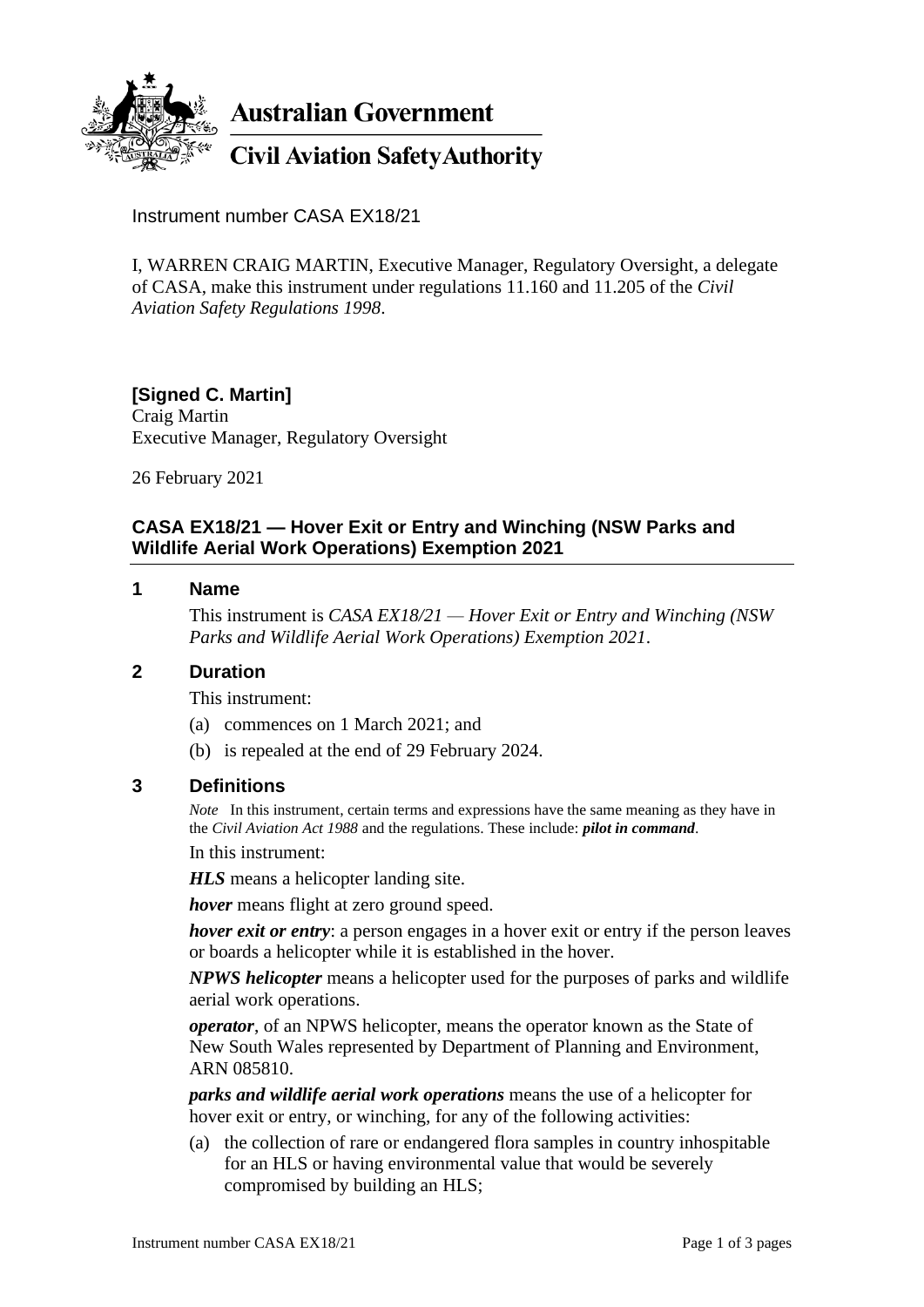**Australian Government**

**Civil Aviation Safety Authority**

Instrument number CASA EX18/21

I, WARREN CRAIG MARTIN, Executive Manager, Regulatory Oversight, a delegate of CASA, make this instrument under regulations 11.160 and 11.205 of the *Civil Aviation Safety Regulations 1998*.

**[Signed C. Martin]**
Craig Martin
Executive Manager, Regulatory Oversight

26 February 2021

## CASA EX18/21 — Hover Exit or Entry and Winching (NSW Parks and Wildlife Aerial Work Operations) Exemption 2021

### 1 Name

This instrument is *CASA EX18/21 — Hover Exit or Entry and Winching (NSW Parks and Wildlife Aerial Work Operations) Exemption 2021*.

### 2 Duration

This instrument:

(a) commences on 1 March 2021; and

(b) is repealed at the end of 29 February 2024.

### 3 Definitions

*Note* In this instrument, certain terms and expressions have the same meaning as they have in the *Civil Aviation Act 1988* and the regulations. These include: ***pilot in command***.

In this instrument:

***HLS*** means a helicopter landing site.

***hover*** means flight at zero ground speed.

***hover exit or entry***: a person engages in a hover exit or entry if the person leaves or boards a helicopter while it is established in the hover.

***NPWS helicopter*** means a helicopter used for the purposes of parks and wildlife aerial work operations.

***operator***, of an NPWS helicopter, means the operator known as the State of New South Wales represented by Department of Planning and Environment, ARN 085810.

***parks and wildlife aerial work operations*** means the use of a helicopter for hover exit or entry, or winching, for any of the following activities:

(a) the collection of rare or endangered flora samples in country inhospitable for an HLS or having environmental value that would be severely compromised by building an HLS;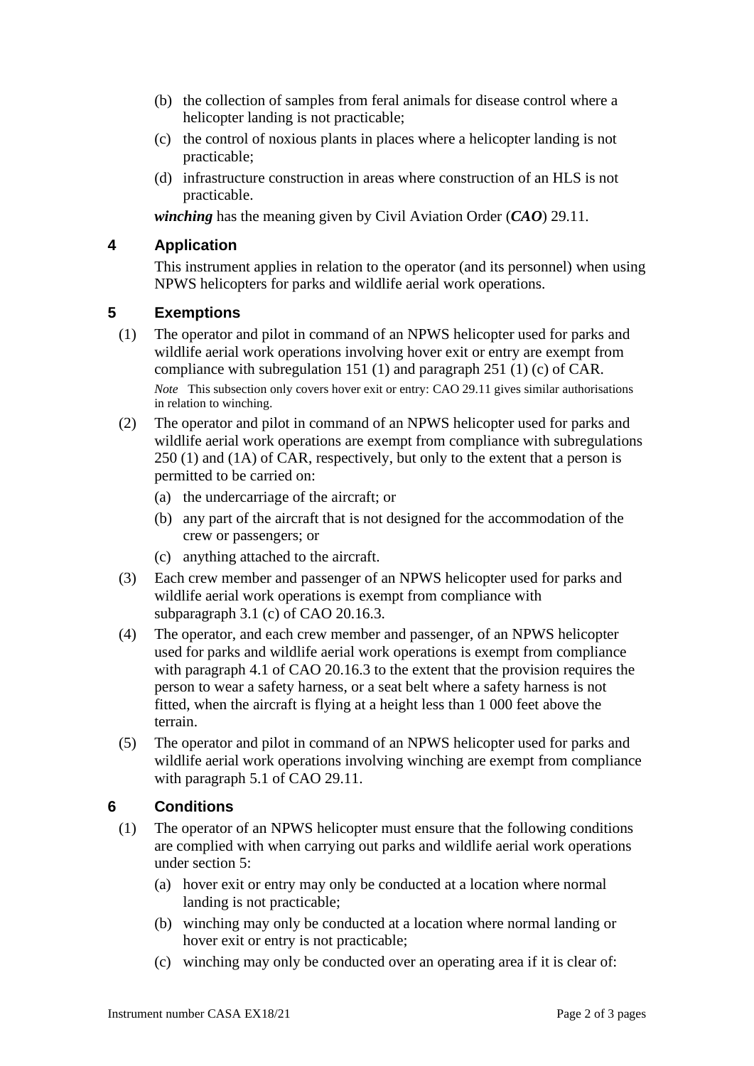(b) the collection of samples from feral animals for disease control where a helicopter landing is not practicable;

(c) the control of noxious plants in places where a helicopter landing is not practicable;

(d) infrastructure construction in areas where construction of an HLS is not practicable.

***winching*** has the meaning given by Civil Aviation Order (***CAO***) 29.11.

## 4 Application

This instrument applies in relation to the operator (and its personnel) when using NPWS helicopters for parks and wildlife aerial work operations.

## 5 Exemptions

(1) The operator and pilot in command of an NPWS helicopter used for parks and wildlife aerial work operations involving hover exit or entry are exempt from compliance with subregulation 151 (1) and paragraph 251 (1) (c) of CAR.

*Note* This subsection only covers hover exit or entry: CAO 29.11 gives similar authorisations in relation to winching.

(2) The operator and pilot in command of an NPWS helicopter used for parks and wildlife aerial work operations are exempt from compliance with subregulations 250 (1) and (1A) of CAR, respectively, but only to the extent that a person is permitted to be carried on:

(a) the undercarriage of the aircraft; or

(b) any part of the aircraft that is not designed for the accommodation of the crew or passengers; or

(c) anything attached to the aircraft.

(3) Each crew member and passenger of an NPWS helicopter used for parks and wildlife aerial work operations is exempt from compliance with subparagraph 3.1 (c) of CAO 20.16.3.

(4) The operator, and each crew member and passenger, of an NPWS helicopter used for parks and wildlife aerial work operations is exempt from compliance with paragraph 4.1 of CAO 20.16.3 to the extent that the provision requires the person to wear a safety harness, or a seat belt where a safety harness is not fitted, when the aircraft is flying at a height less than 1 000 feet above the terrain.

(5) The operator and pilot in command of an NPWS helicopter used for parks and wildlife aerial work operations involving winching are exempt from compliance with paragraph 5.1 of CAO 29.11.

## 6 Conditions

(1) The operator of an NPWS helicopter must ensure that the following conditions are complied with when carrying out parks and wildlife aerial work operations under section 5:

(a) hover exit or entry may only be conducted at a location where normal landing is not practicable;

(b) winching may only be conducted at a location where normal landing or hover exit or entry is not practicable;

(c) winching may only be conducted over an operating area if it is clear of: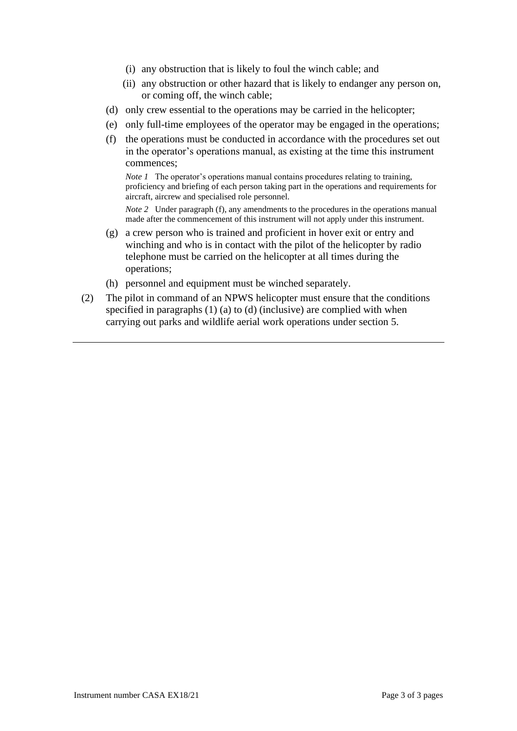(i) any obstruction that is likely to foul the winch cable; and

(ii) any obstruction or other hazard that is likely to endanger any person on, or coming off, the winch cable;

(d) only crew essential to the operations may be carried in the helicopter;

(e) only full-time employees of the operator may be engaged in the operations;

(f) the operations must be conducted in accordance with the procedures set out in the operator's operations manual, as existing at the time this instrument commences;

*Note 1* The operator's operations manual contains procedures relating to training, proficiency and briefing of each person taking part in the operations and requirements for aircraft, aircrew and specialised role personnel.

*Note 2* Under paragraph (f), any amendments to the procedures in the operations manual made after the commencement of this instrument will not apply under this instrument.

(g) a crew person who is trained and proficient in hover exit or entry and winching and who is in contact with the pilot of the helicopter by radio telephone must be carried on the helicopter at all times during the operations;

(h) personnel and equipment must be winched separately.

(2) The pilot in command of an NPWS helicopter must ensure that the conditions specified in paragraphs (1) (a) to (d) (inclusive) are complied with when carrying out parks and wildlife aerial work operations under section 5.